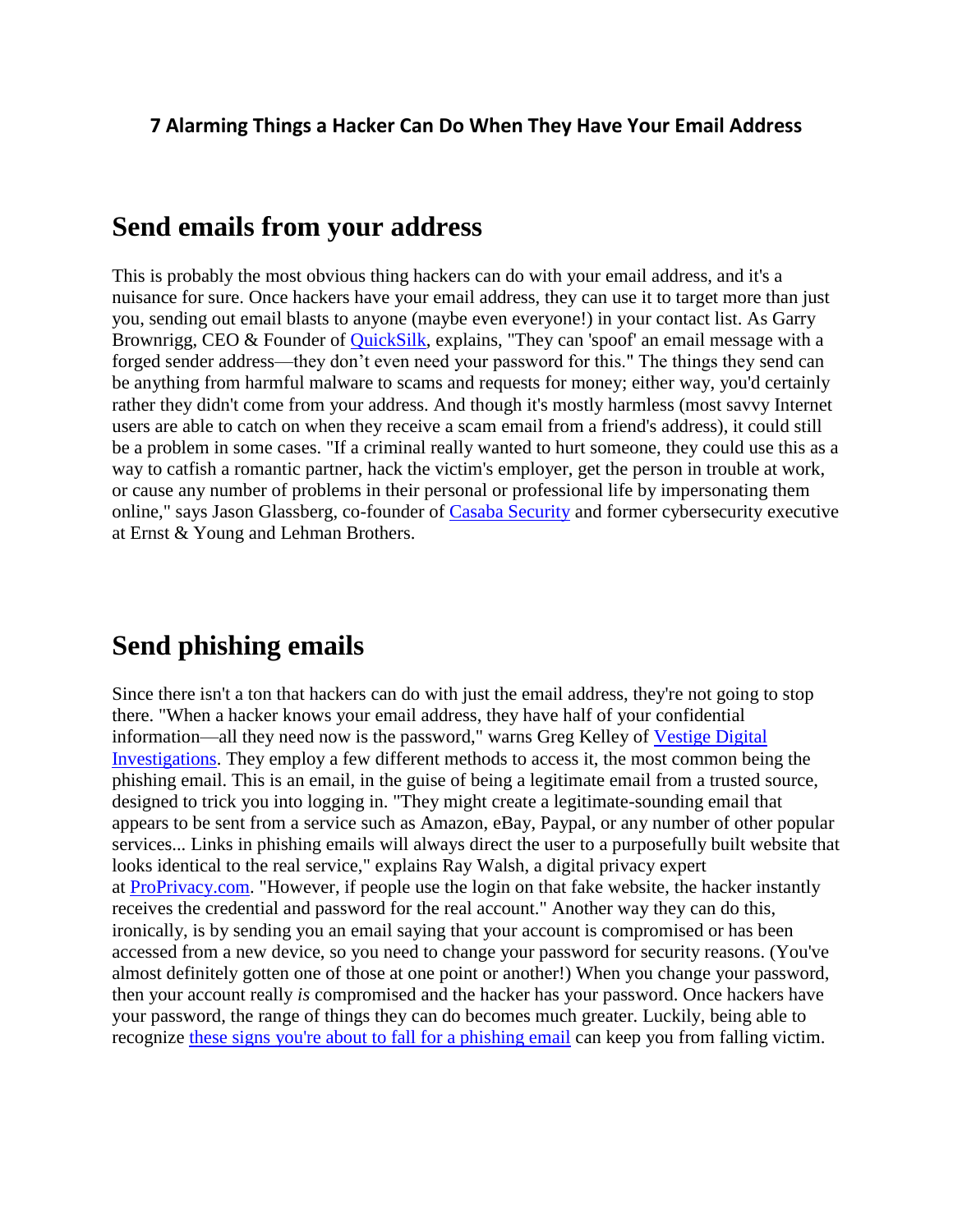**7 Alarming Things a Hacker Can Do When They Have Your Email Address**

# Send emails from your address

This is probably the most obvious thing hackers can do with your email address, and it's a nuisance for sure. Once hackers have your email address, they can use it to target more than just you, sending out email blasts to anyone (maybe even everyone!) in your contact list. As Garry Brownrigg, CEO & Founder of [QuickSilk](), explains, "They can 'spoof' an email message with a forged sender address—they don't even need your password for this." The things they send can be anything from harmful malware to scams and requests for money; either way, you'd certainly rather they didn't come from your address. And though it's mostly harmless (most savvy Internet users are able to catch on when they receive a scam email from a friend's address), it could still be a problem in some cases. "If a criminal really wanted to hurt someone, they could use this as a way to catfish a romantic partner, hack the victim's employer, get the person in trouble at work, or cause any number of problems in their personal or professional life by impersonating them online," says Jason Glassberg, co-founder of [Casaba Security]() and former cybersecurity executive at Ernst & Young and Lehman Brothers.

# Send phishing emails

Since there isn't a ton that hackers can do with just the email address, they're not going to stop there. "When a hacker knows your email address, they have half of your confidential information—all they need now is the password," warns Greg Kelley of [Vestige Digital Investigations](). They employ a few different methods to access it, the most common being the phishing email. This is an email, in the guise of being a legitimate email from a trusted source, designed to trick you into logging in. "They might create a legitimate-sounding email that appears to be sent from a service such as Amazon, eBay, Paypal, or any number of other popular services... Links in phishing emails will always direct the user to a purposefully built website that looks identical to the real service," explains Ray Walsh, a digital privacy expert at [ProPrivacy.com](). "However, if people use the login on that fake website, the hacker instantly receives the credential and password for the real account." Another way they can do this, ironically, is by sending you an email saying that your account is compromised or has been accessed from a new device, so you need to change your password for security reasons. (You've almost definitely gotten one of those at one point or another!) When you change your password, then your account really *is* compromised and the hacker has your password. Once hackers have your password, the range of things they can do becomes much greater. Luckily, being able to recognize [these signs you're about to fall for a phishing email]() can keep you from falling victim.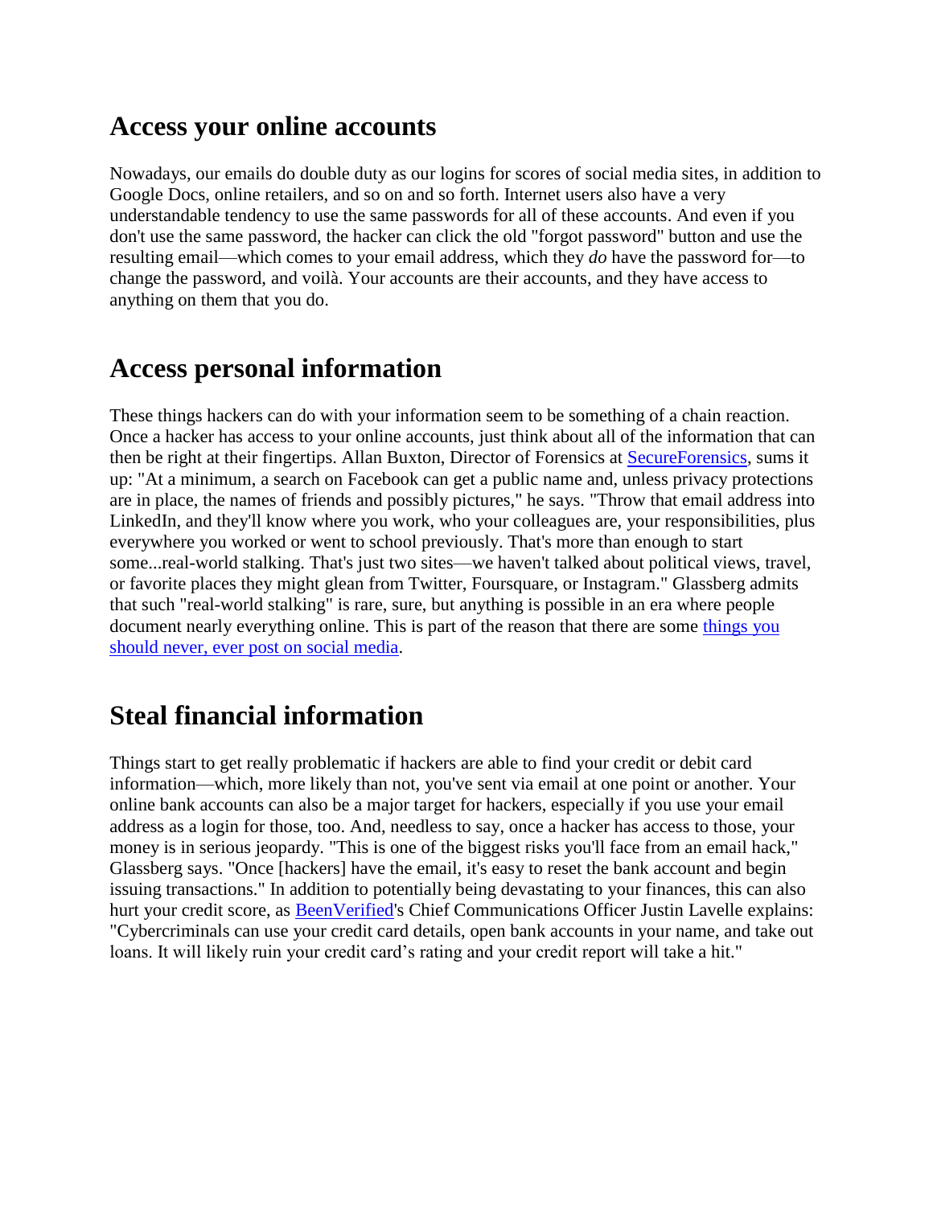## Access your online accounts

Nowadays, our emails do double duty as our logins for scores of social media sites, in addition to Google Docs, online retailers, and so on and so forth. Internet users also have a very understandable tendency to use the same passwords for all of these accounts. And even if you don't use the same password, the hacker can click the old "forgot password" button and use the resulting email—which comes to your email address, which they *do* have the password for—to change the password, and voilà. Your accounts are their accounts, and they have access to anything on them that you do.

## Access personal information

These things hackers can do with your information seem to be something of a chain reaction. Once a hacker has access to your online accounts, just think about all of the information that can then be right at their fingertips. Allan Buxton, Director of Forensics at [SecureForensics](), sums it up: "At a minimum, a search on Facebook can get a public name and, unless privacy protections are in place, the names of friends and possibly pictures," he says. "Throw that email address into LinkedIn, and they'll know where you work, who your colleagues are, your responsibilities, plus everywhere you worked or went to school previously. That's more than enough to start some...real-world stalking. That's just two sites—we haven't talked about political views, travel, or favorite places they might glean from Twitter, Foursquare, or Instagram." Glassberg admits that such "real-world stalking" is rare, sure, but anything is possible in an era where people document nearly everything online. This is part of the reason that there are some [things you should never, ever post on social media]().

## Steal financial information

Things start to get really problematic if hackers are able to find your credit or debit card information—which, more likely than not, you've sent via email at one point or another. Your online bank accounts can also be a major target for hackers, especially if you use your email address as a login for those, too. And, needless to say, once a hacker has access to those, your money is in serious jeopardy. "This is one of the biggest risks you'll face from an email hack," Glassberg says. "Once [hackers] have the email, it's easy to reset the bank account and begin issuing transactions." In addition to potentially being devastating to your finances, this can also hurt your credit score, as [BeenVerified]()'s Chief Communications Officer Justin Lavelle explains: "Cybercriminals can use your credit card details, open bank accounts in your name, and take out loans. It will likely ruin your credit card's rating and your credit report will take a hit."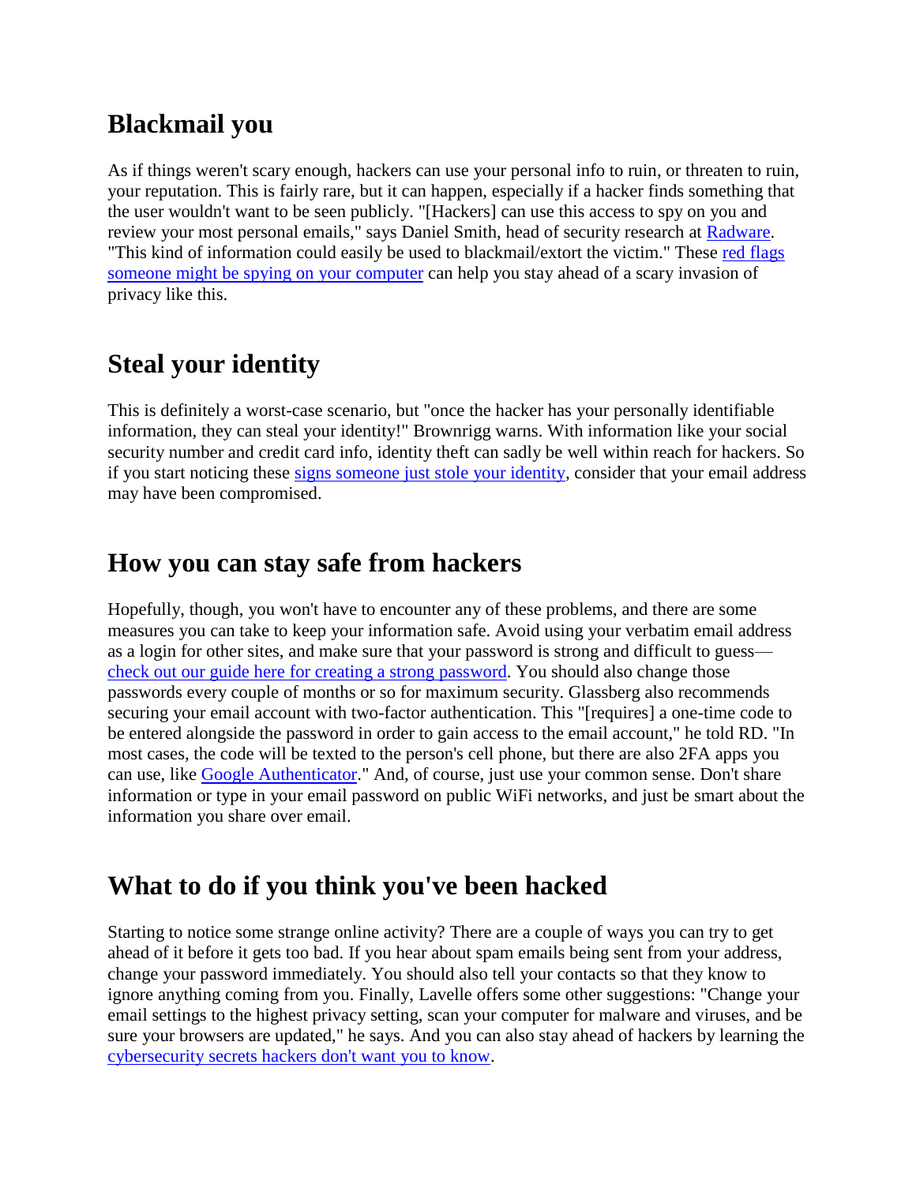## Blackmail you

As if things weren't scary enough, hackers can use your personal info to ruin, or threaten to ruin, your reputation. This is fairly rare, but it can happen, especially if a hacker finds something that the user wouldn't want to be seen publicly. "[Hackers] can use this access to spy on you and review your most personal emails," says Daniel Smith, head of security research at Radware. "This kind of information could easily be used to blackmail/extort the victim." These red flags someone might be spying on your computer can help you stay ahead of a scary invasion of privacy like this.

## Steal your identity

This is definitely a worst-case scenario, but "once the hacker has your personally identifiable information, they can steal your identity!" Brownrigg warns. With information like your social security number and credit card info, identity theft can sadly be well within reach for hackers. So if you start noticing these signs someone just stole your identity, consider that your email address may have been compromised.

## How you can stay safe from hackers

Hopefully, though, you won't have to encounter any of these problems, and there are some measures you can take to keep your information safe. Avoid using your verbatim email address as a login for other sites, and make sure that your password is strong and difficult to guess—check out our guide here for creating a strong password. You should also change those passwords every couple of months or so for maximum security. Glassberg also recommends securing your email account with two-factor authentication. This "[requires] a one-time code to be entered alongside the password in order to gain access to the email account," he told RD. "In most cases, the code will be texted to the person's cell phone, but there are also 2FA apps you can use, like Google Authenticator." And, of course, just use your common sense. Don't share information or type in your email password on public WiFi networks, and just be smart about the information you share over email.

## What to do if you think you've been hacked

Starting to notice some strange online activity? There are a couple of ways you can try to get ahead of it before it gets too bad. If you hear about spam emails being sent from your address, change your password immediately. You should also tell your contacts so that they know to ignore anything coming from you. Finally, Lavelle offers some other suggestions: "Change your email settings to the highest privacy setting, scan your computer for malware and viruses, and be sure your browsers are updated," he says. And you can also stay ahead of hackers by learning the cybersecurity secrets hackers don't want you to know.